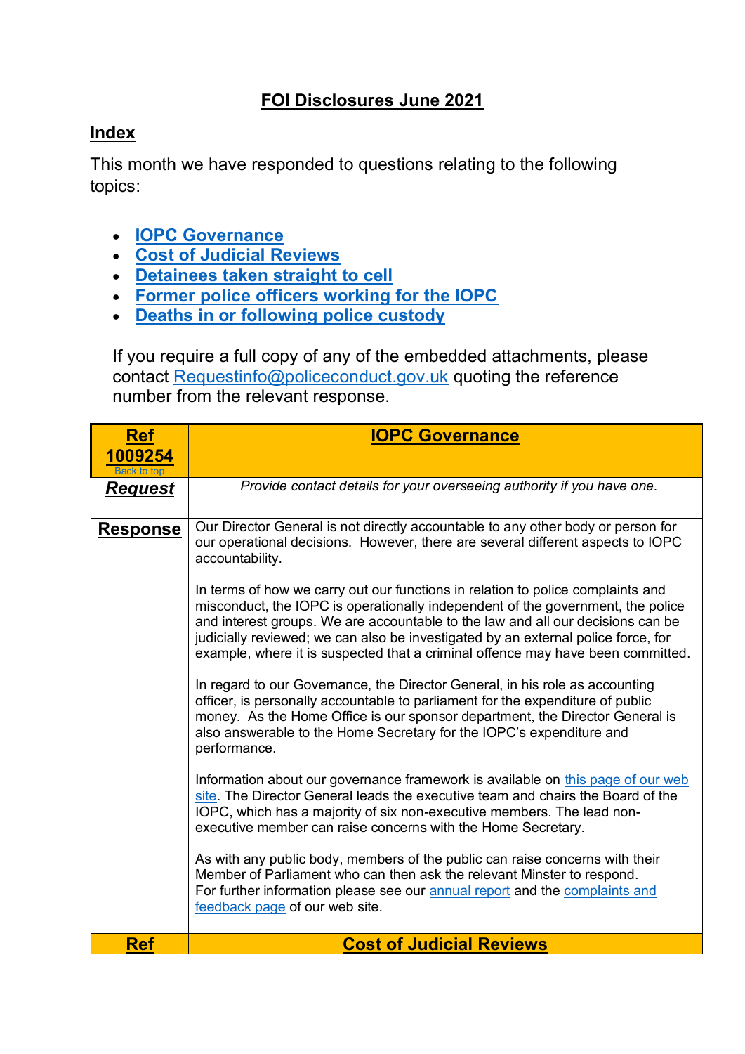# FOI Disclosures June 2021

## Index

This month we have responded to questions relating to the following topics:

- IOPC Governance
- Cost of Judicial Reviews
- Detainees taken straight to cell
- Former police officers working for the IOPC
- Deaths in or following police custody

If you require a full copy of any of the embedded attachments, please contact Requestinfo@policeconduct.gov.uk quoting the reference number from the relevant response.

| Ref 1009254 (Back to top) | IOPC Governance |
|---|---|
| ***Request*** | *Provide contact details for your overseeing authority if you have one.* |
| **Response** | Our Director General is not directly accountable to any other body or person for our operational decisions. However, there are several different aspects to IOPC accountability.<br><br>In terms of how we carry out our functions in relation to police complaints and misconduct, the IOPC is operationally independent of the government, the police and interest groups. We are accountable to the law and all our decisions can be judicially reviewed; we can also be investigated by an external police force, for example, where it is suspected that a criminal offence may have been committed.<br><br>In regard to our Governance, the Director General, in his role as accounting officer, is personally accountable to parliament for the expenditure of public money. As the Home Office is our sponsor department, the Director General is also answerable to the Home Secretary for the IOPC's expenditure and performance.<br><br>Information about our governance framework is available on this page of our web site. The Director General leads the executive team and chairs the Board of the IOPC, which has a majority of six non-executive members. The lead non-executive member can raise concerns with the Home Secretary.<br><br>As with any public body, members of the public can raise concerns with their Member of Parliament who can then ask the relevant Minster to respond. For further information please see our annual report and the complaints and feedback page of our web site. |
| **Ref** | **Cost of Judicial Reviews** |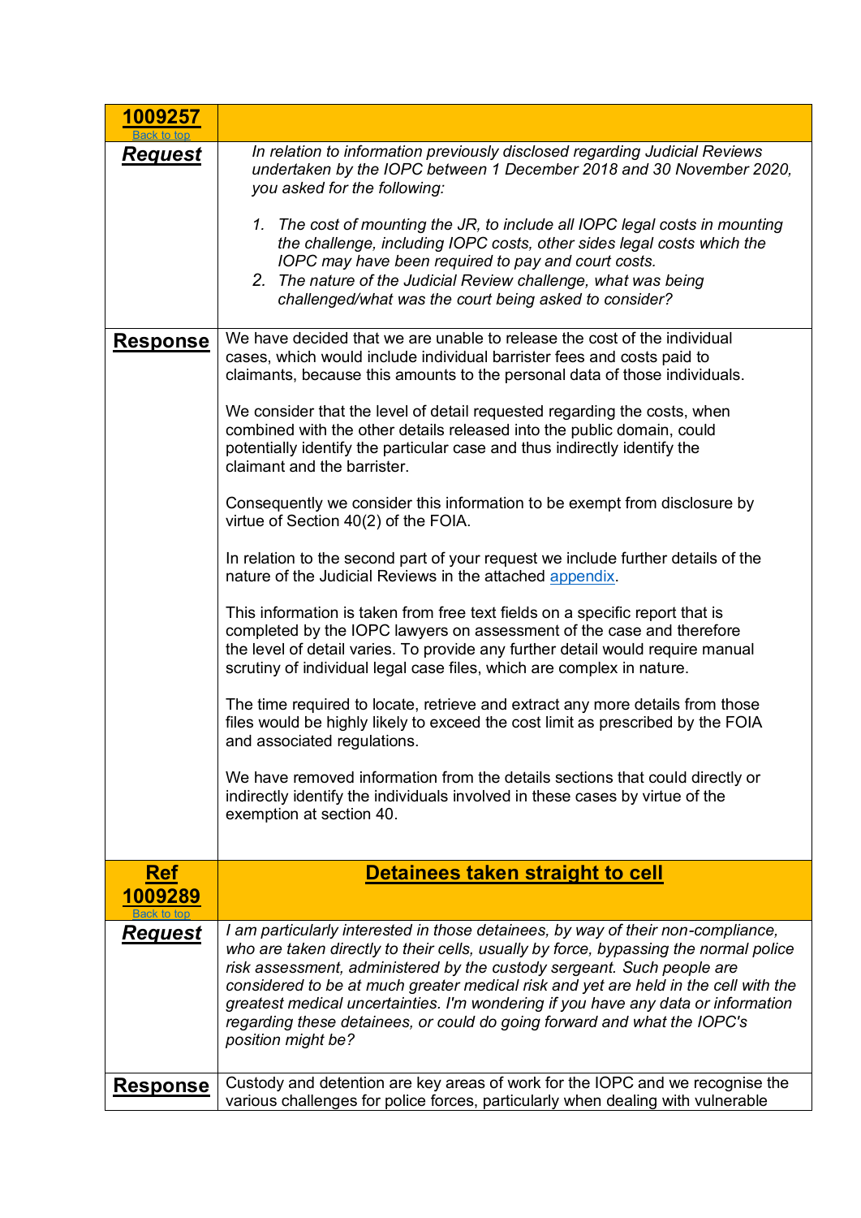| **1009257** [Back to top] | |
|---|---|
| ***Request*** | *In relation to information previously disclosed regarding Judicial Reviews undertaken by the IOPC between 1 December 2018 and 30 November 2020, you asked for the following:*<br><br>*1. The cost of mounting the JR, to include all IOPC legal costs in mounting the challenge, including IOPC costs, other sides legal costs which the IOPC may have been required to pay and court costs.*<br>*2. The nature of the Judicial Review challenge, what was being challenged/what was the court being asked to consider?* |
| **Response** | We have decided that we are unable to release the cost of the individual cases, which would include individual barrister fees and costs paid to claimants, because this amounts to the personal data of those individuals.<br><br>We consider that the level of detail requested regarding the costs, when combined with the other details released into the public domain, could potentially identify the particular case and thus indirectly identify the claimant and the barrister.<br><br>Consequently we consider this information to be exempt from disclosure by virtue of Section 40(2) of the FOIA.<br><br>In relation to the second part of your request we include further details of the nature of the Judicial Reviews in the attached appendix.<br><br>This information is taken from free text fields on a specific report that is completed by the IOPC lawyers on assessment of the case and therefore the level of detail varies. To provide any further detail would require manual scrutiny of individual legal case files, which are complex in nature.<br><br>The time required to locate, retrieve and extract any more details from those files would be highly likely to exceed the cost limit as prescribed by the FOIA and associated regulations.<br><br>We have removed information from the details sections that could directly or indirectly identify the individuals involved in these cases by virtue of the exemption at section 40. |
| **Ref 1009289** [Back to top] | **Detainees taken straight to cell** |
| ***Request*** | *I am particularly interested in those detainees, by way of their non-compliance, who are taken directly to their cells, usually by force, bypassing the normal police risk assessment, administered by the custody sergeant. Such people are considered to be at much greater medical risk and yet are held in the cell with the greatest medical uncertainties. I'm wondering if you have any data or information regarding these detainees, or could do going forward and what the IOPC's position might be?* |
| **Response** | Custody and detention are key areas of work for the IOPC and we recognise the various challenges for police forces, particularly when dealing with vulnerable |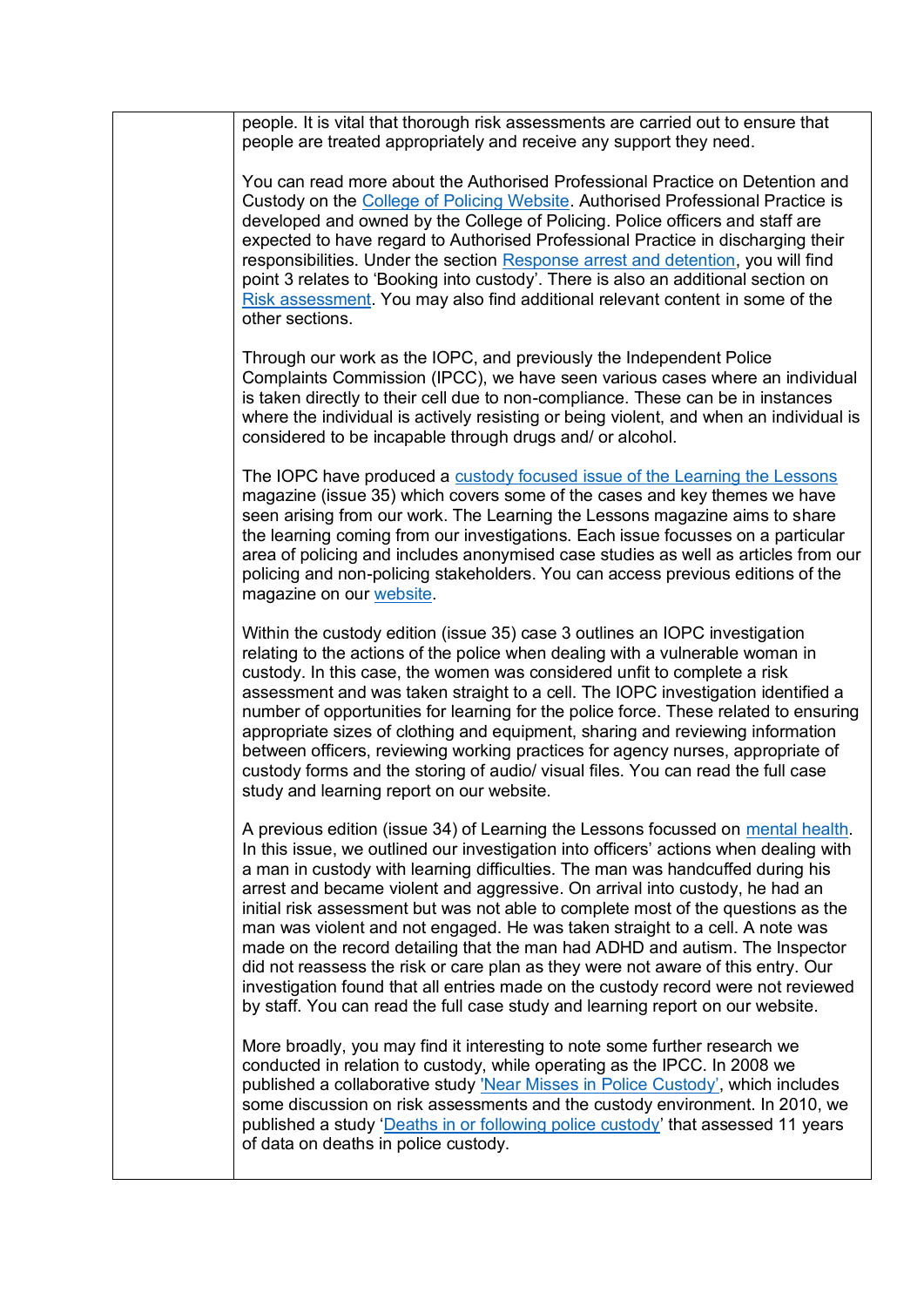| | |
|---|---|
| | people. It is vital that thorough risk assessments are carried out to ensure that people are treated appropriately and receive any support they need.<br><br>You can read more about the Authorised Professional Practice on Detention and Custody on the College of Policing Website. Authorised Professional Practice is developed and owned by the College of Policing. Police officers and staff are expected to have regard to Authorised Professional Practice in discharging their responsibilities. Under the section Response arrest and detention, you will find point 3 relates to 'Booking into custody'. There is also an additional section on Risk assessment. You may also find additional relevant content in some of the other sections.<br><br>Through our work as the IOPC, and previously the Independent Police Complaints Commission (IPCC), we have seen various cases where an individual is taken directly to their cell due to non-compliance. These can be in instances where the individual is actively resisting or being violent, and when an individual is considered to be incapable through drugs and/ or alcohol.<br><br>The IOPC have produced a custody focused issue of the Learning the Lessons magazine (issue 35) which covers some of the cases and key themes we have seen arising from our work. The Learning the Lessons magazine aims to share the learning coming from our investigations. Each issue focusses on a particular area of policing and includes anonymised case studies as well as articles from our policing and non-policing stakeholders. You can access previous editions of the magazine on our website.<br><br>Within the custody edition (issue 35) case 3 outlines an IOPC investigation relating to the actions of the police when dealing with a vulnerable woman in custody. In this case, the women was considered unfit to complete a risk assessment and was taken straight to a cell. The IOPC investigation identified a number of opportunities for learning for the police force. These related to ensuring appropriate sizes of clothing and equipment, sharing and reviewing information between officers, reviewing working practices for agency nurses, appropriate of custody forms and the storing of audio/ visual files. You can read the full case study and learning report on our website.<br><br>A previous edition (issue 34) of Learning the Lessons focussed on mental health. In this issue, we outlined our investigation into officers' actions when dealing with a man in custody with learning difficulties. The man was handcuffed during his arrest and became violent and aggressive. On arrival into custody, he had an initial risk assessment but was not able to complete most of the questions as the man was violent and not engaged. He was taken straight to a cell. A note was made on the record detailing that the man had ADHD and autism. The Inspector did not reassess the risk or care plan as they were not aware of this entry. Our investigation found that all entries made on the custody record were not reviewed by staff. You can read the full case study and learning report on our website.<br><br>More broadly, you may find it interesting to note some further research we conducted in relation to custody, while operating as the IPCC. In 2008 we published a collaborative study 'Near Misses in Police Custody', which includes some discussion on risk assessments and the custody environment. In 2010, we published a study 'Deaths in or following police custody' that assessed 11 years of data on deaths in police custody. |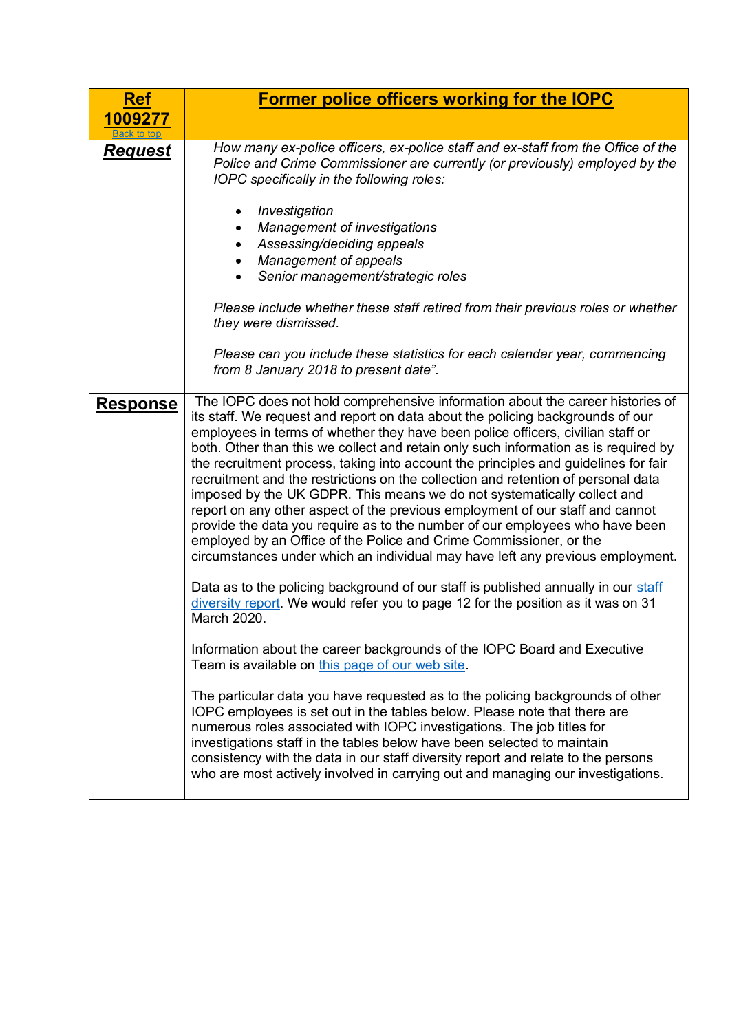| [Ref 1009277](#) [Back to top](#) | [Former police officers working for the IOPC](#) |
|---|---|
| ***Request*** | *How many ex-police officers, ex-police staff and ex-staff from the Office of the Police and Crime Commissioner are currently (or previously) employed by the IOPC specifically in the following roles:*<br><br>• *Investigation*<br>• *Management of investigations*<br>• *Assessing/deciding appeals*<br>• *Management of appeals*<br>• *Senior management/strategic roles*<br><br>*Please include whether these staff retired from their previous roles or whether they were dismissed.*<br><br>*Please can you include these statistics for each calendar year, commencing from 8 January 2018 to present date".* |
| **Response** | The IOPC does not hold comprehensive information about the career histories of its staff. We request and report on data about the policing backgrounds of our employees in terms of whether they have been police officers, civilian staff or both. Other than this we collect and retain only such information as is required by the recruitment process, taking into account the principles and guidelines for fair recruitment and the restrictions on the collection and retention of personal data imposed by the UK GDPR. This means we do not systematically collect and report on any other aspect of the previous employment of our staff and cannot provide the data you require as to the number of our employees who have been employed by an Office of the Police and Crime Commissioner, or the circumstances under which an individual may have left any previous employment.<br><br>Data as to the policing background of our staff is published annually in our [staff diversity report](#). We would refer you to page 12 for the position as it was on 31 March 2020.<br><br>Information about the career backgrounds of the IOPC Board and Executive Team is available on [this page of our web site](#).<br><br>The particular data you have requested as to the policing backgrounds of other IOPC employees is set out in the tables below. Please note that there are numerous roles associated with IOPC investigations. The job titles for investigations staff in the tables below have been selected to maintain consistency with the data in our staff diversity report and relate to the persons who are most actively involved in carrying out and managing our investigations. |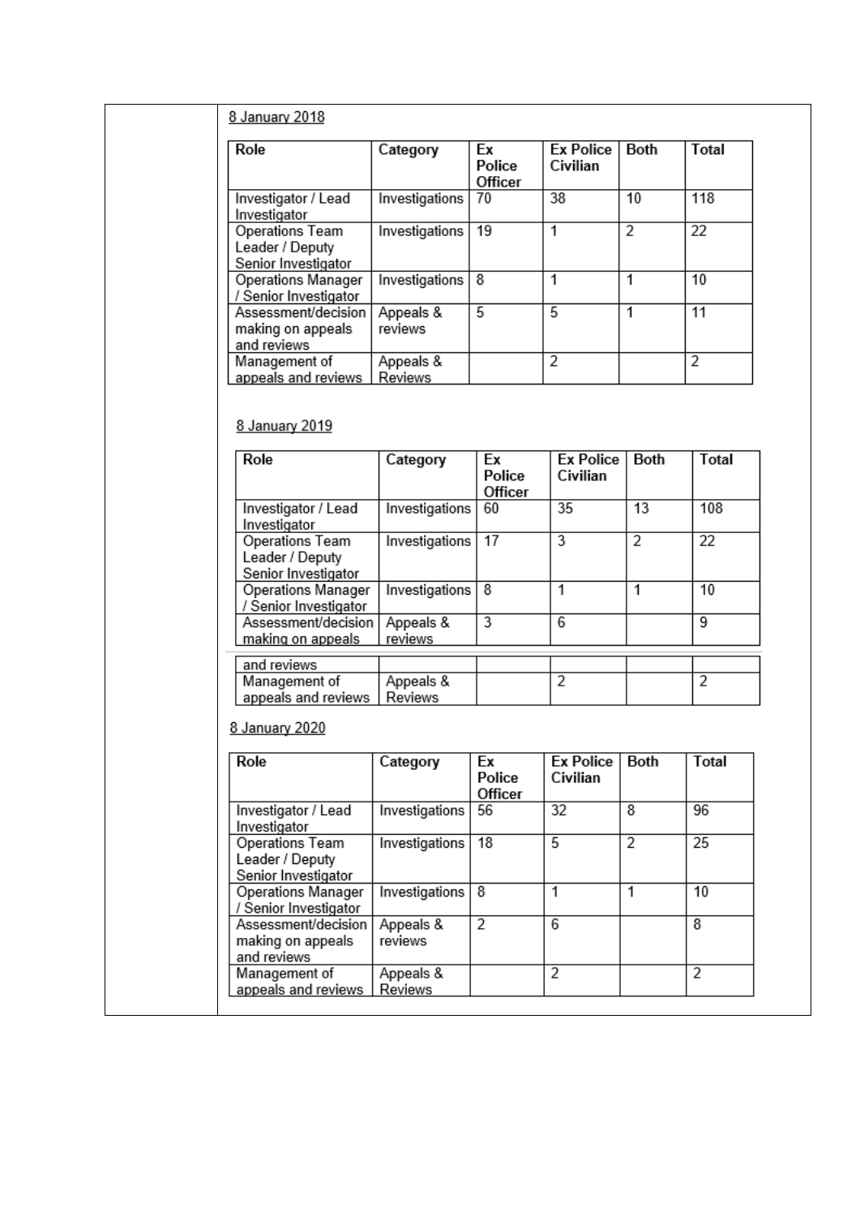8 January 2018

| Role | Category | Ex Police Officer | Ex Police Civilian | Both | Total |
|---|---|---|---|---|---|
| Investigator / Lead Investigator | Investigations | 70 | 38 | 10 | 118 |
| Operations Team Leader / Deputy Senior Investigator | Investigations | 19 | 1 | 2 | 22 |
| Operations Manager / Senior Investigator | Investigations | 8 | 1 | 1 | 10 |
| Assessment/decision making on appeals and reviews | Appeals & reviews | 5 | 5 | 1 | 11 |
| Management of appeals and reviews | Appeals & Reviews | | 2 | | 2 |

8 January 2019

| Role | Category | Ex Police Officer | Ex Police Civilian | Both | Total |
|---|---|---|---|---|---|
| Investigator / Lead Investigator | Investigations | 60 | 35 | 13 | 108 |
| Operations Team Leader / Deputy Senior Investigator | Investigations | 17 | 3 | 2 | 22 |
| Operations Manager / Senior Investigator | Investigations | 8 | 1 | 1 | 10 |
| Assessment/decision making on appeals and reviews | Appeals & reviews | 3 | 6 | | 9 |
| Management of appeals and reviews | Appeals & Reviews | | 2 | | 2 |

8 January 2020

| Role | Category | Ex Police Officer | Ex Police Civilian | Both | Total |
|---|---|---|---|---|---|
| Investigator / Lead Investigator | Investigations | 56 | 32 | 8 | 96 |
| Operations Team Leader / Deputy Senior Investigator | Investigations | 18 | 5 | 2 | 25 |
| Operations Manager / Senior Investigator | Investigations | 8 | 1 | 1 | 10 |
| Assessment/decision making on appeals and reviews | Appeals & reviews | 2 | 6 | | 8 |
| Management of appeals and reviews | Appeals & Reviews | | 2 | | 2 |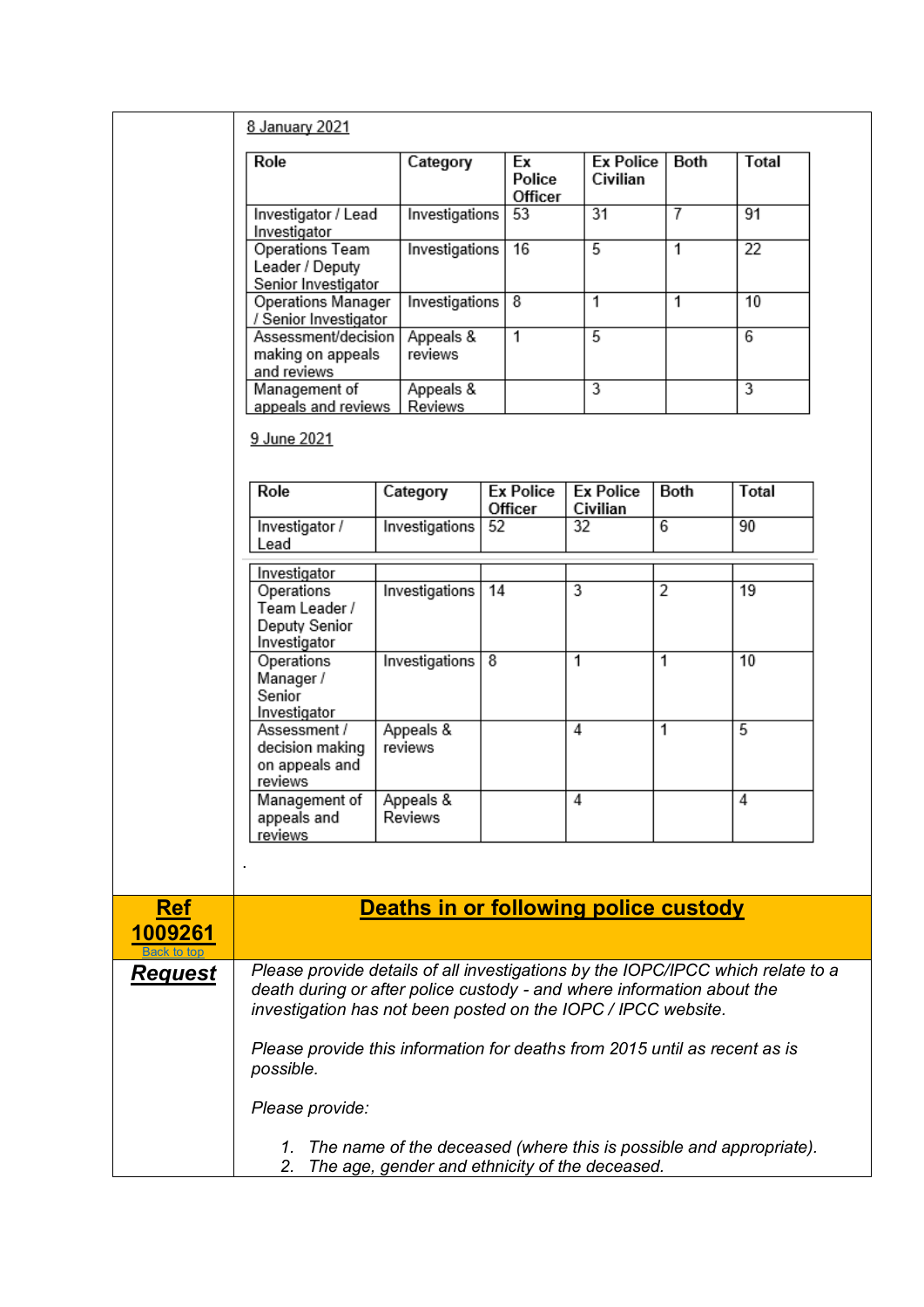8 January 2021

| Role | Category | Ex Police Officer | Ex Police Civilian | Both | Total |
|---|---|---|---|---|---|
| Investigator / Lead Investigator | Investigations | 53 | 31 | 7 | 91 |
| Operations Team Leader / Deputy Senior Investigator | Investigations | 16 | 5 | 1 | 22 |
| Operations Manager / Senior Investigator | Investigations | 8 | 1 | 1 | 10 |
| Assessment/decision making on appeals and reviews | Appeals & reviews | 1 | 5 | | 6 |
| Management of appeals and reviews | Appeals & Reviews | | 3 | | 3 |

9 June 2021

| Role | Category | Ex Police Officer | Ex Police Civilian | Both | Total |
|---|---|---|---|---|---|
| Investigator / Lead Investigator | Investigations | 52 | 32 | 6 | 90 |
| Operations Team Leader / Deputy Senior Investigator | Investigations | 14 | 3 | 2 | 19 |
| Operations Manager / Senior Investigator | Investigations | 8 | 1 | 1 | 10 |
| Assessment / decision making on appeals and reviews | Appeals & reviews | | 4 | 1 | 5 |
| Management of appeals and reviews | Appeals & Reviews | | 4 | | 4 |

.

## Ref 1009261 — Deaths in or following police custody

Back to top

**Request**

*Please provide details of all investigations by the IOPC/IPCC which relate to a death during or after police custody - and where information about the investigation has not been posted on the IOPC / IPCC website.*

*Please provide this information for deaths from 2015 until as recent as is possible.*

*Please provide:*

1. *The name of the deceased (where this is possible and appropriate).*
2. *The age, gender and ethnicity of the deceased.*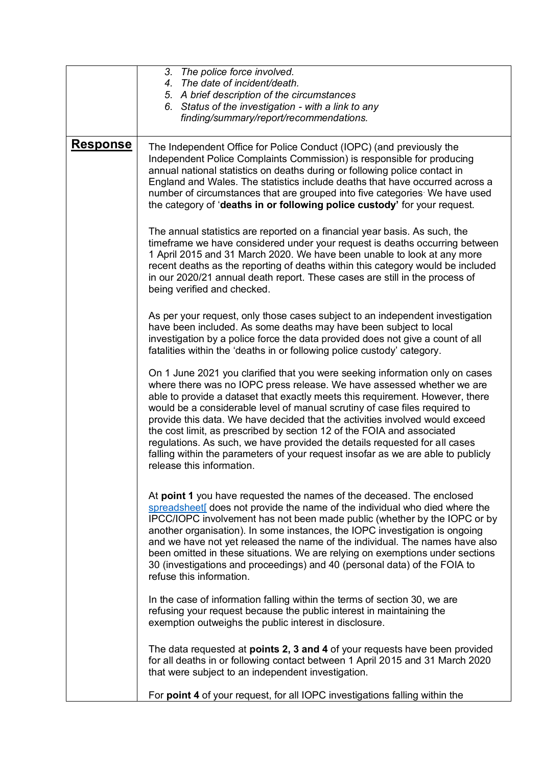| | |
|---|---|
| | 3. *The police force involved.*<br>4. *The date of incident/death.*<br>5. *A brief description of the circumstances*<br>6. *Status of the investigation - with a link to any finding/summary/report/recommendations.* |
| **Response** | The Independent Office for Police Conduct (IOPC) (and previously the Independent Police Complaints Commission) is responsible for producing annual national statistics on deaths during or following police contact in England and Wales. The statistics include deaths that have occurred across a number of circumstances that are grouped into five categories. We have used the category of '**deaths in or following police custody'** for your request.<br><br>The annual statistics are reported on a financial year basis. As such, the timeframe we have considered under your request is deaths occurring between 1 April 2015 and 31 March 2020. We have been unable to look at any more recent deaths as the reporting of deaths within this category would be included in our 2020/21 annual death report. These cases are still in the process of being verified and checked.<br><br>As per your request, only those cases subject to an independent investigation have been included. As some deaths may have been subject to local investigation by a police force the data provided does not give a count of all fatalities within the 'deaths in or following police custody' category.<br><br>On 1 June 2021 you clarified that you were seeking information only on cases where there was no IOPC press release. We have assessed whether we are able to provide a dataset that exactly meets this requirement. However, there would be a considerable level of manual scrutiny of case files required to provide this data. We have decided that the activities involved would exceed the cost limit, as prescribed by section 12 of the FOIA and associated regulations. As such, we have provided the details requested for all cases falling within the parameters of your request insofar as we are able to publicly release this information.<br><br>At **point 1** you have requested the names of the deceased. The enclosed spreadsheet[ does not provide the name of the individual who died where the IPCC/IOPC involvement has not been made public (whether by the IOPC or by another organisation). In some instances, the IOPC investigation is ongoing and we have not yet released the name of the individual. The names have also been omitted in these situations. We are relying on exemptions under sections 30 (investigations and proceedings) and 40 (personal data) of the FOIA to refuse this information.<br><br>In the case of information falling within the terms of section 30, we are refusing your request because the public interest in maintaining the exemption outweighs the public interest in disclosure.<br><br>The data requested at **points 2, 3 and 4** of your requests have been provided for all deaths in or following contact between 1 April 2015 and 31 March 2020 that were subject to an independent investigation.<br><br>For **point 4** of your request, for all IOPC investigations falling within the |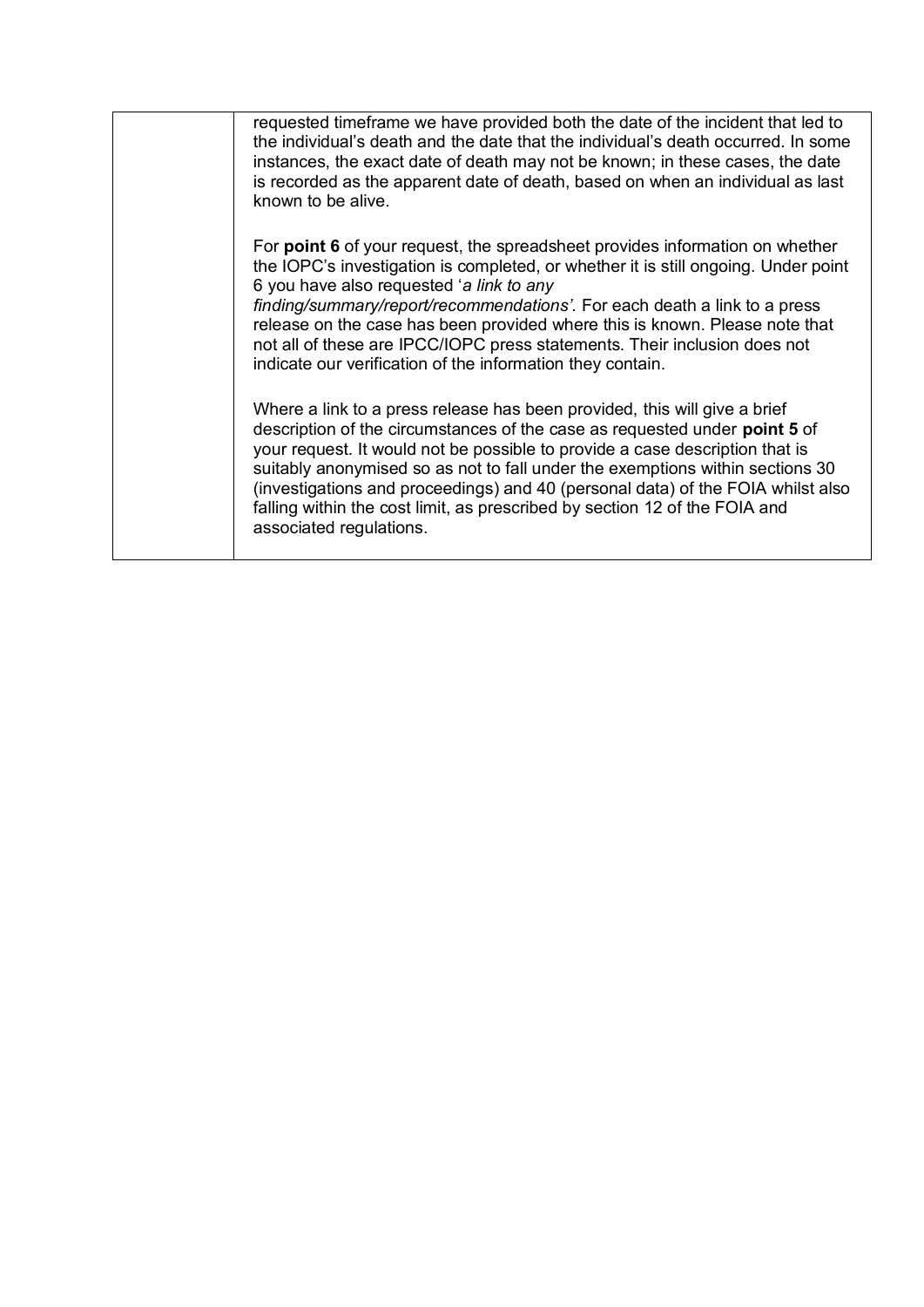| | |
|---|---|
| | requested timeframe we have provided both the date of the incident that led to the individual's death and the date that the individual's death occurred. In some instances, the exact date of death may not be known; in these cases, the date is recorded as the apparent date of death, based on when an individual as last known to be alive.<br><br>For **point 6** of your request, the spreadsheet provides information on whether the IOPC's investigation is completed, or whether it is still ongoing. Under point 6 you have also requested '*a link to any finding/summary/report/recommendations'*. For each death a link to a press release on the case has been provided where this is known. Please note that not all of these are IPCC/IOPC press statements. Their inclusion does not indicate our verification of the information they contain.<br><br>Where a link to a press release has been provided, this will give a brief description of the circumstances of the case as requested under **point 5** of your request. It would not be possible to provide a case description that is suitably anonymised so as not to fall under the exemptions within sections 30 (investigations and proceedings) and 40 (personal data) of the FOIA whilst also falling within the cost limit, as prescribed by section 12 of the FOIA and associated regulations. |